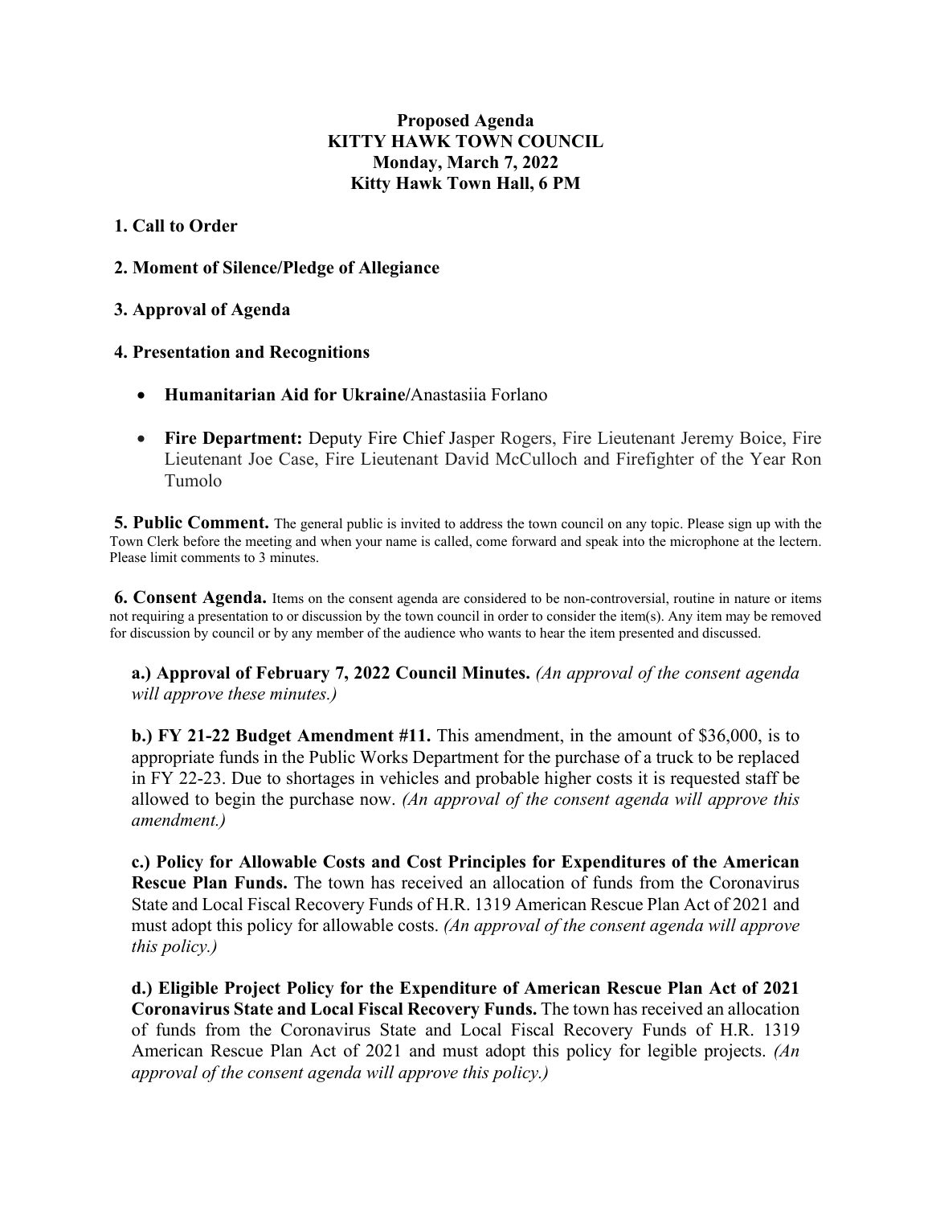**Proposed Agenda**
**KITTY HAWK TOWN COUNCIL**
**Monday, March 7, 2022**
**Kitty Hawk Town Hall, 6 PM**

**1. Call to Order**

**2. Moment of Silence/Pledge of Allegiance**

**3. Approval of Agenda**

**4. Presentation and Recognitions**

- **Humanitarian Aid for Ukraine/**Anastasiia Forlano
- **Fire Department:** Deputy Fire Chief Jasper Rogers, Fire Lieutenant Jeremy Boice, Fire Lieutenant Joe Case, Fire Lieutenant David McCulloch and Firefighter of the Year Ron Tumolo

**5. Public Comment.** The general public is invited to address the town council on any topic. Please sign up with the Town Clerk before the meeting and when your name is called, come forward and speak into the microphone at the lectern. Please limit comments to 3 minutes.

**6. Consent Agenda.** Items on the consent agenda are considered to be non-controversial, routine in nature or items not requiring a presentation to or discussion by the town council in order to consider the item(s). Any item may be removed for discussion by council or by any member of the audience who wants to hear the item presented and discussed.

**a.) Approval of February 7, 2022 Council Minutes.** *(An approval of the consent agenda will approve these minutes.)*

**b.) FY 21-22 Budget Amendment #11.** This amendment, in the amount of $36,000, is to appropriate funds in the Public Works Department for the purchase of a truck to be replaced in FY 22-23. Due to shortages in vehicles and probable higher costs it is requested staff be allowed to begin the purchase now. *(An approval of the consent agenda will approve this amendment.)*

**c.) Policy for Allowable Costs and Cost Principles for Expenditures of the American Rescue Plan Funds.** The town has received an allocation of funds from the Coronavirus State and Local Fiscal Recovery Funds of H.R. 1319 American Rescue Plan Act of 2021 and must adopt this policy for allowable costs. *(An approval of the consent agenda will approve this policy.)*

**d.) Eligible Project Policy for the Expenditure of American Rescue Plan Act of 2021 Coronavirus State and Local Fiscal Recovery Funds.** The town has received an allocation of funds from the Coronavirus State and Local Fiscal Recovery Funds of H.R. 1319 American Rescue Plan Act of 2021 and must adopt this policy for legible projects. *(An approval of the consent agenda will approve this policy.)*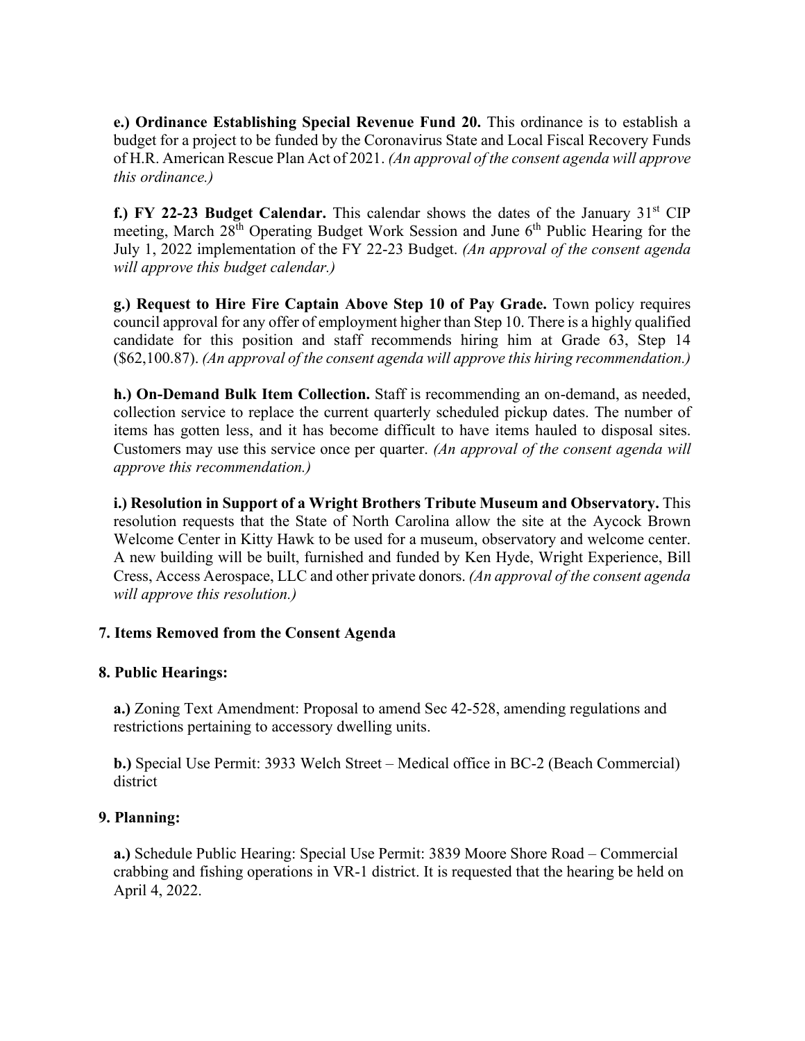**e.) Ordinance Establishing Special Revenue Fund 20.** This ordinance is to establish a budget for a project to be funded by the Coronavirus State and Local Fiscal Recovery Funds of H.R. American Rescue Plan Act of 2021. *(An approval of the consent agenda will approve this ordinance.)*

**f.) FY 22-23 Budget Calendar.** This calendar shows the dates of the January 31st CIP meeting, March 28th Operating Budget Work Session and June 6th Public Hearing for the July 1, 2022 implementation of the FY 22-23 Budget. *(An approval of the consent agenda will approve this budget calendar.)*

**g.) Request to Hire Fire Captain Above Step 10 of Pay Grade.** Town policy requires council approval for any offer of employment higher than Step 10. There is a highly qualified candidate for this position and staff recommends hiring him at Grade 63, Step 14 ($62,100.87). *(An approval of the consent agenda will approve this hiring recommendation.)*

**h.) On-Demand Bulk Item Collection.** Staff is recommending an on-demand, as needed, collection service to replace the current quarterly scheduled pickup dates. The number of items has gotten less, and it has become difficult to have items hauled to disposal sites. Customers may use this service once per quarter. *(An approval of the consent agenda will approve this recommendation.)*

**i.) Resolution in Support of a Wright Brothers Tribute Museum and Observatory.** This resolution requests that the State of North Carolina allow the site at the Aycock Brown Welcome Center in Kitty Hawk to be used for a museum, observatory and welcome center. A new building will be built, furnished and funded by Ken Hyde, Wright Experience, Bill Cress, Access Aerospace, LLC and other private donors. *(An approval of the consent agenda will approve this resolution.)*

**7. Items Removed from the Consent Agenda**

**8. Public Hearings:**

**a.)** Zoning Text Amendment: Proposal to amend Sec 42-528, amending regulations and restrictions pertaining to accessory dwelling units.

**b.)** Special Use Permit: 3933 Welch Street – Medical office in BC-2 (Beach Commercial) district

**9. Planning:**

**a.)** Schedule Public Hearing: Special Use Permit: 3839 Moore Shore Road – Commercial crabbing and fishing operations in VR-1 district. It is requested that the hearing be held on April 4, 2022.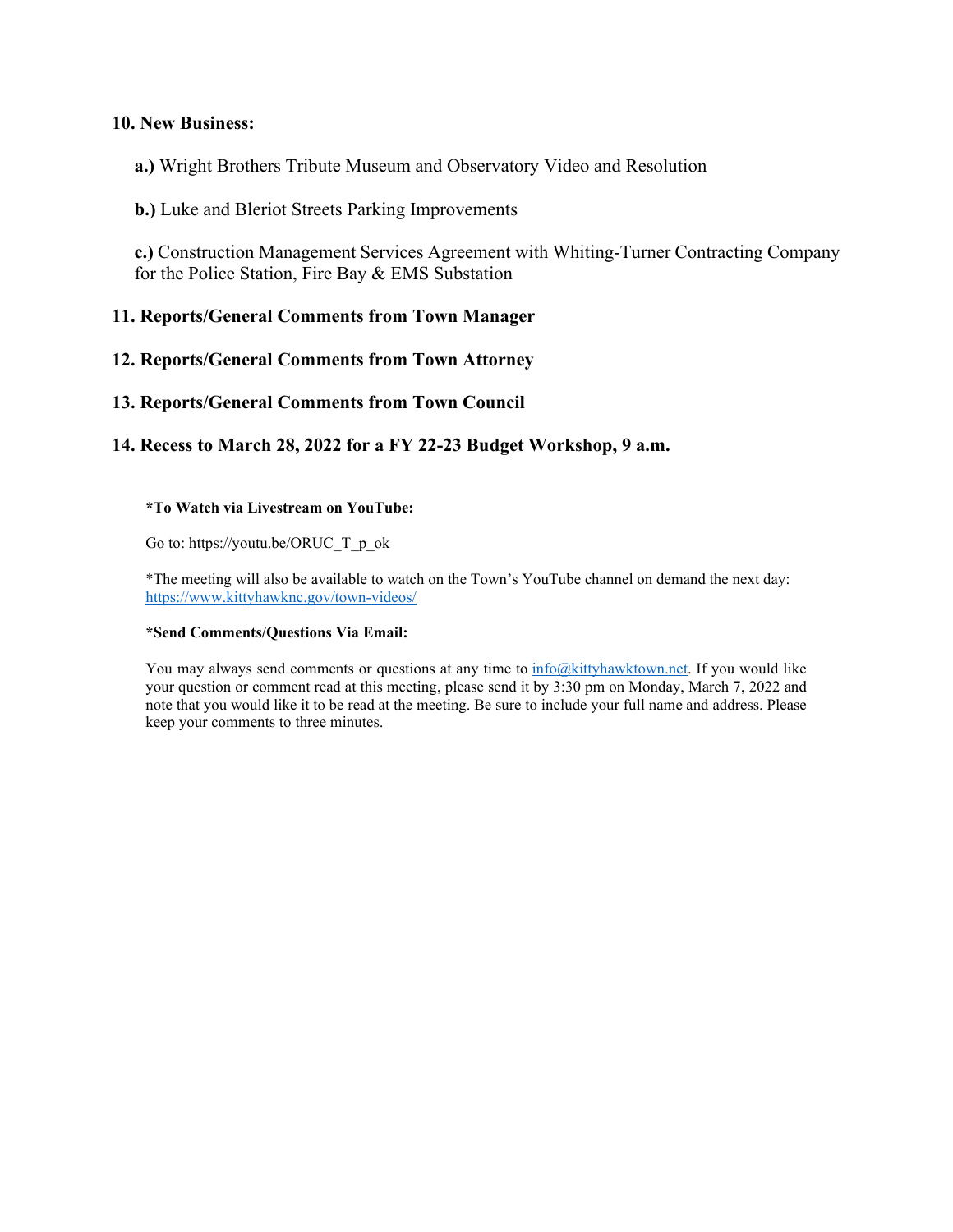**10. New Business:**

**a.)** Wright Brothers Tribute Museum and Observatory Video and Resolution

**b.)** Luke and Bleriot Streets Parking Improvements

**c.)** Construction Management Services Agreement with Whiting-Turner Contracting Company for the Police Station, Fire Bay & EMS Substation

**11. Reports/General Comments from Town Manager**

**12. Reports/General Comments from Town Attorney**

**13. Reports/General Comments from Town Council**

**14. Recess to March 28, 2022 for a FY 22-23 Budget Workshop, 9 a.m.**

**\*To Watch via Livestream on YouTube:**

Go to: https://youtu.be/ORUC_T_p_ok

*The meeting will also be available to watch on the Town's YouTube channel on demand the next day: https://www.kittyhawknc.gov/town-videos/

**\*Send Comments/Questions Via Email:**

You may always send comments or questions at any time to info@kittyhawktown.net. If you would like your question or comment read at this meeting, please send it by 3:30 pm on Monday, March 7, 2022 and note that you would like it to be read at the meeting. Be sure to include your full name and address. Please keep your comments to three minutes.